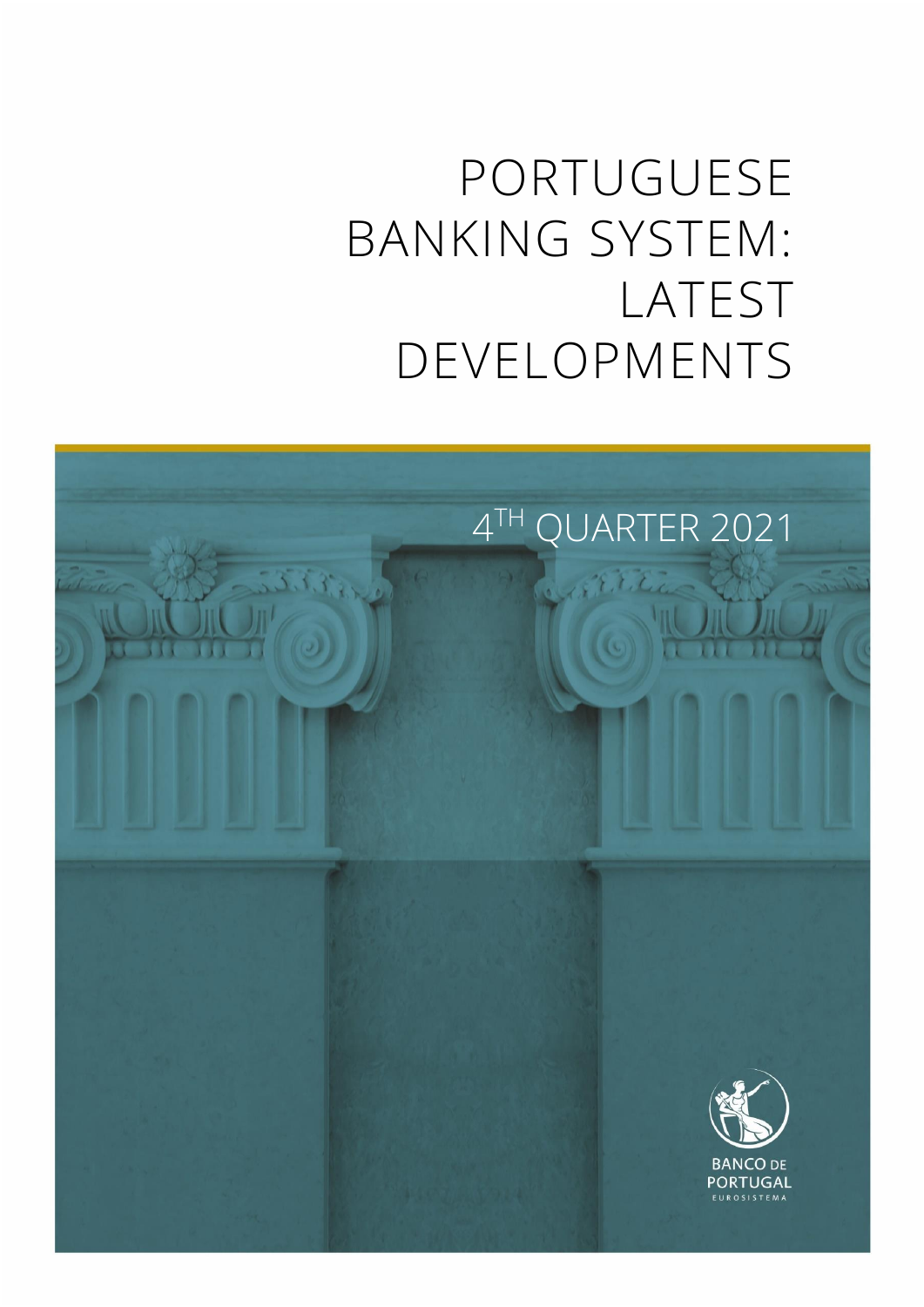# PORTUGUESE BANKING SYSTEM: LATEST DEVELOPMENTS

4TH QUARTER 2021

BANCO DE PORTUGAL
EUROSISTEMA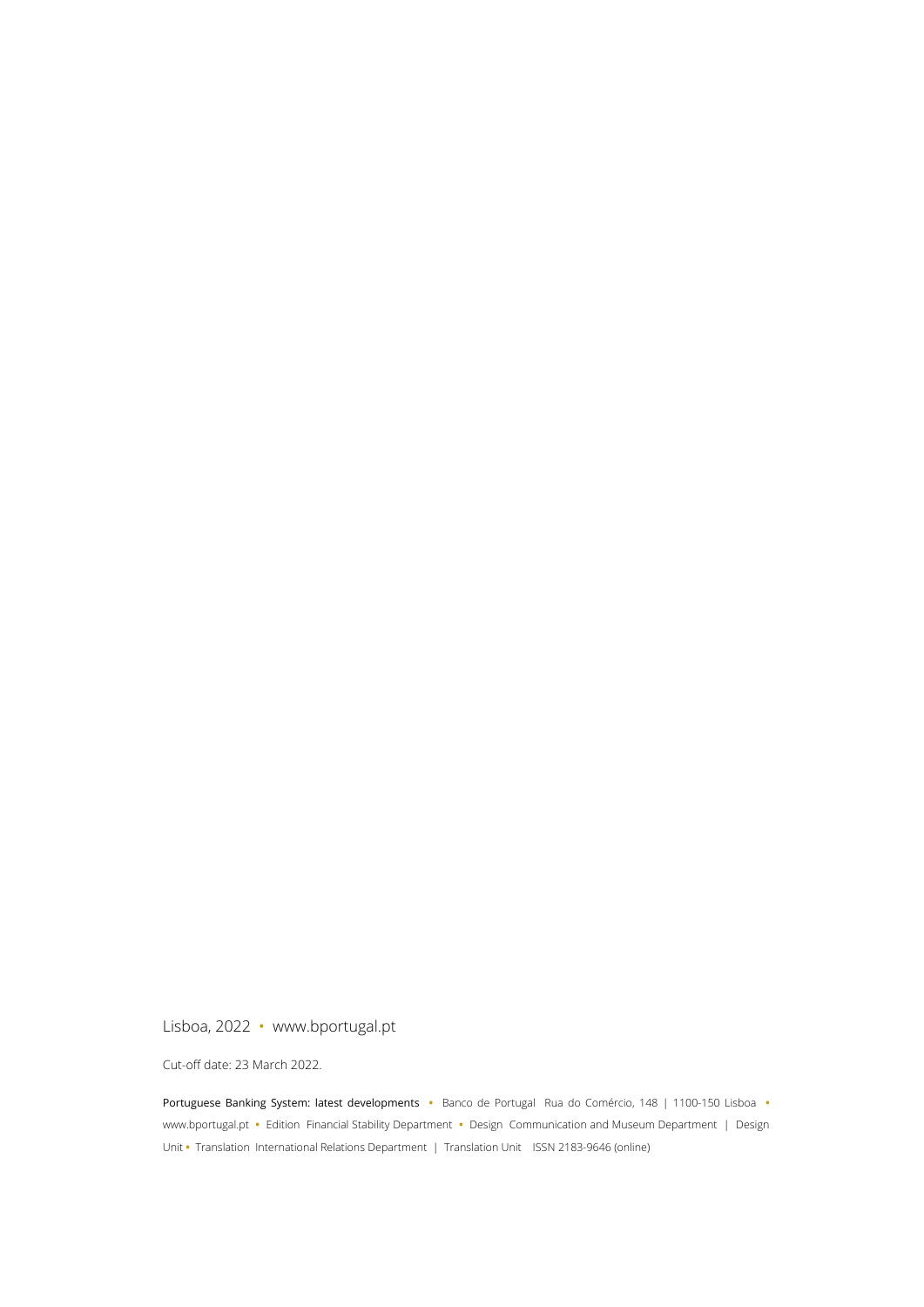Lisboa, 2022 • www.bportugal.pt

Cut-off date: 23 March 2022.

Portuguese Banking System: latest developments • Banco de Portugal Rua do Comércio, 148 | 1100-150 Lisboa • www.bportugal.pt • Edition Financial Stability Department • Design Communication and Museum Department | Design Unit • Translation International Relations Department | Translation Unit ISSN 2183-9646 (online)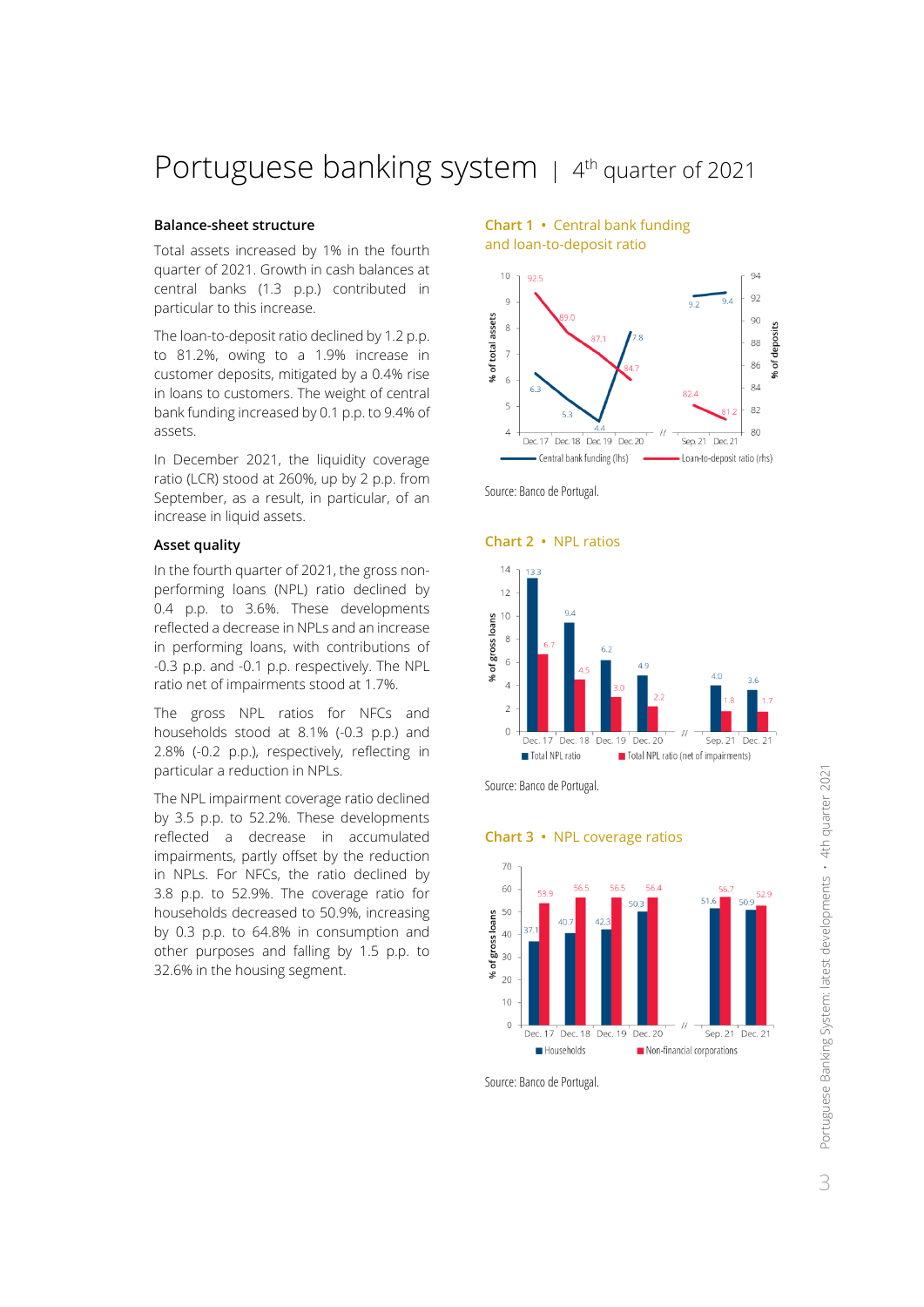# Portuguese banking system | 4th quarter of 2021

## Balance-sheet structure

Total assets increased by 1% in the fourth quarter of 2021. Growth in cash balances at central banks (1.3 p.p.) contributed in particular to this increase.

The loan-to-deposit ratio declined by 1.2 p.p. to 81.2%, owing to a 1.9% increase in customer deposits, mitigated by a 0.4% rise in loans to customers. The weight of central bank funding increased by 0.1 p.p. to 9.4% of assets.

In December 2021, the liquidity coverage ratio (LCR) stood at 260%, up by 2 p.p. from September, as a result, in particular, of an increase in liquid assets.

## Asset quality

In the fourth quarter of 2021, the gross non-performing loans (NPL) ratio declined by 0.4 p.p. to 3.6%. These developments reflected a decrease in NPLs and an increase in performing loans, with contributions of -0.3 p.p. and -0.1 p.p. respectively. The NPL ratio net of impairments stood at 1.7%.

The gross NPL ratios for NFCs and households stood at 8.1% (-0.3 p.p.) and 2.8% (-0.2 p.p.), respectively, reflecting in particular a reduction in NPLs.

The NPL impairment coverage ratio declined by 3.5 p.p. to 52.2%. These developments reflected a decrease in accumulated impairments, partly offset by the reduction in NPLs. For NFCs, the ratio declined by 3.8 p.p. to 52.9%. The coverage ratio for households decreased to 50.9%, increasing by 0.3 p.p. to 64.8% in consumption and other purposes and falling by 1.5 p.p. to 32.6% in the housing segment.

**Chart 1 • Central bank funding and loan-to-deposit ratio**

| | Dec. 17 | Dec. 18 | Dec. 19 | Dec. 20 | Sep. 21 | Dec. 21 |
|---|---|---|---|---|---|---|
| Central bank funding (lhs, % of total assets) | 6.3 | 5.3 | 4.4 | 7.8 | 9.2 | 9.4 |
| Loan-to-deposit ratio (rhs, % of deposits) | 92.5 | 89.0 | 87.1 | 84.7 | 82.4 | 81.2 |

Source: Banco de Portugal.

**Chart 2 • NPL ratios**

| % of gross loans | Dec. 17 | Dec. 18 | Dec. 19 | Dec. 20 | Sep. 21 | Dec. 21 |
|---|---|---|---|---|---|---|
| Total NPL ratio | 13.3 | 9.4 | 6.2 | 4.9 | 4.0 | 3.6 |
| Total NPL ratio (net of impairments) | 6.7 | 4.5 | 3.0 | 2.2 | 1.8 | 1.7 |

Source: Banco de Portugal.

**Chart 3 • NPL coverage ratios**

| % of gross loans | Dec. 17 | Dec. 18 | Dec. 19 | Dec. 20 | Sep. 21 | Dec. 21 |
|---|---|---|---|---|---|---|
| Households | 37.1 | 40.7 | 42.3 | 50.3 | 51.6 | 50.9 |
| Non-financial corporations | 53.9 | 56.5 | 56.5 | 56.4 | 56.7 | 52.9 |

Source: Banco de Portugal.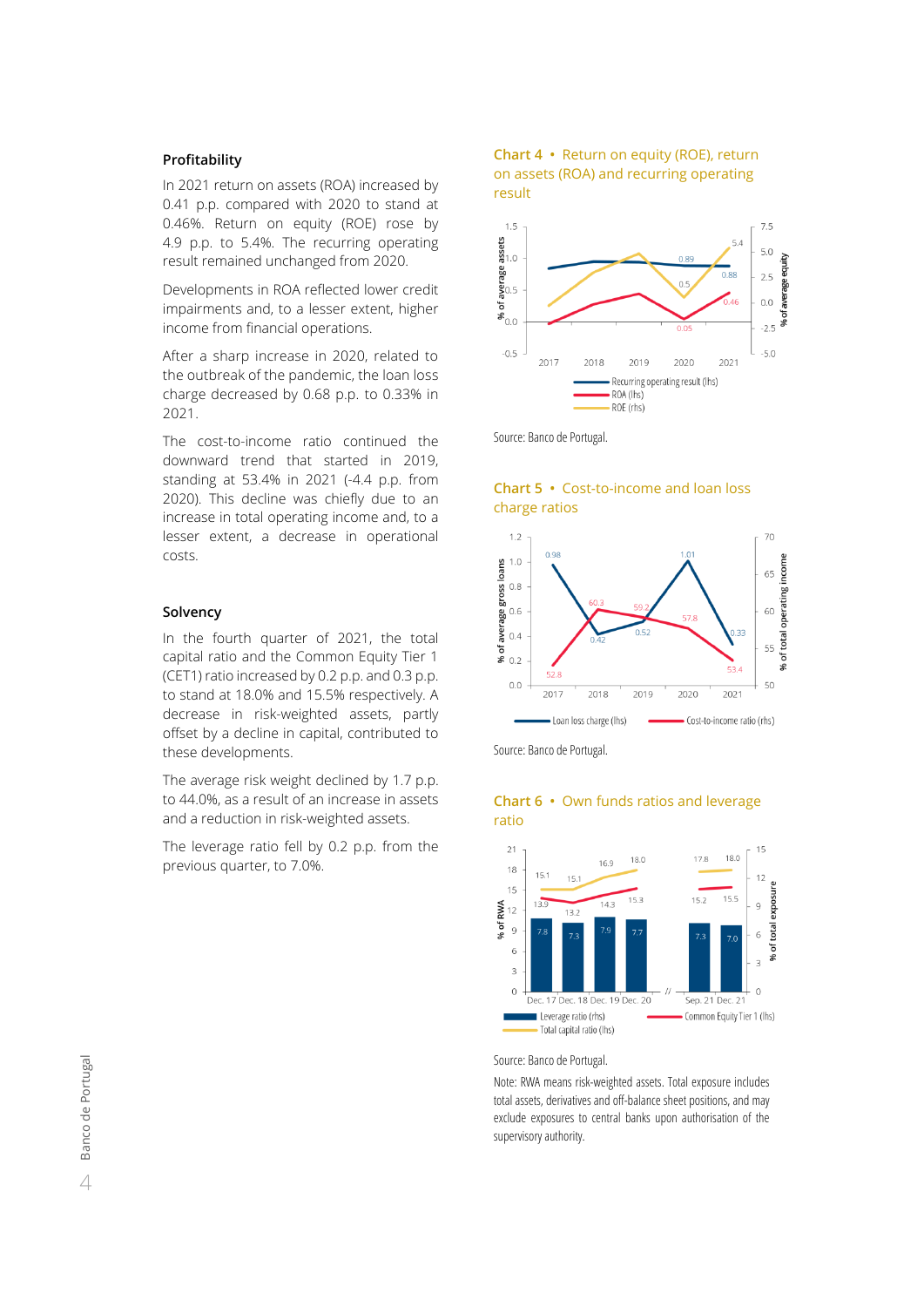## Profitability

In 2021 return on assets (ROA) increased by 0.41 p.p. compared with 2020 to stand at 0.46%. Return on equity (ROE) rose by 4.9 p.p. to 5.4%. The recurring operating result remained unchanged from 2020.

Developments in ROA reflected lower credit impairments and, to a lesser extent, higher income from financial operations.

After a sharp increase in 2020, related to the outbreak of the pandemic, the loan loss charge decreased by 0.68 p.p. to 0.33% in 2021.

The cost-to-income ratio continued the downward trend that started in 2019, standing at 53.4% in 2021 (-4.4 p.p. from 2020). This decline was chiefly due to an increase in total operating income and, to a lesser extent, a decrease in operational costs.

## Solvency

In the fourth quarter of 2021, the total capital ratio and the Common Equity Tier 1 (CET1) ratio increased by 0.2 p.p. and 0.3 p.p. to stand at 18.0% and 15.5% respectively. A decrease in risk-weighted assets, partly offset by a decline in capital, contributed to these developments.

The average risk weight declined by 1.7 p.p. to 44.0%, as a result of an increase in assets and a reduction in risk-weighted assets.

The leverage ratio fell by 0.2 p.p. from the previous quarter, to 7.0%.

### Chart 4 • Return on equity (ROE), return on assets (ROA) and recurring operating result

Source: Banco de Portugal.

### Chart 5 • Cost-to-income and loan loss charge ratios

Source: Banco de Portugal.

### Chart 6 • Own funds ratios and leverage ratio

Source: Banco de Portugal.

Note: RWA means risk-weighted assets. Total exposure includes total assets, derivatives and off-balance sheet positions, and may exclude exposures to central banks upon authorisation of the supervisory authority.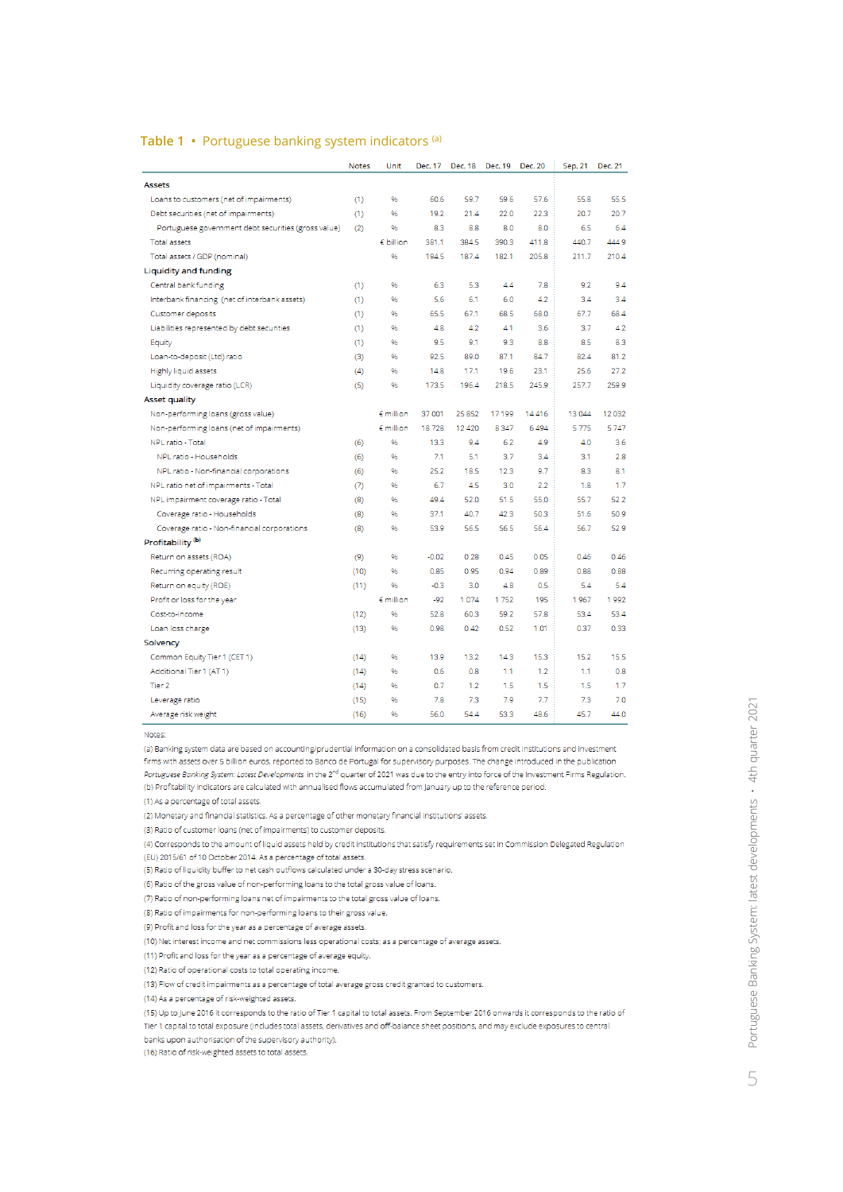## Table 1 • Portuguese banking system indicators [(a)]

| | Notes | Unit | Dec. 17 | Dec. 18 | Dec. 19 | Dec. 20 | Sep. 21 | Dec. 21 |
|---|---|---|---|---|---|---|---|---|
| **Assets** | | | | | | | | |
| Loans to customers (net of impairments) | (1) | % | 60.6 | 59.7 | 59.6 | 57.6 | 55.8 | 55.5 |
| Debt securities (net of impairments) | (1) | % | 19.2 | 21.4 | 22.0 | 22.3 | 20.7 | 20.7 |
| Portuguese government debt securities (gross value) | (2) | % | 8.3 | 8.8 | 8.0 | 8.0 | 6.5 | 6.4 |
| Total assets | | € billion | 381.1 | 384.5 | 390.3 | 411.8 | 440.7 | 444.9 |
| Total assets / GDP (nominal) | | % | 194.5 | 187.4 | 182.1 | 205.8 | 211.7 | 210.4 |
| **Liquidity and funding** | | | | | | | | |
| Central bank funding | (1) | % | 6.3 | 5.3 | 4.4 | 7.8 | 9.2 | 9.4 |
| Interbank financing (net of interbank assets) | (1) | % | 5.6 | 6.1 | 6.0 | 4.2 | 3.4 | 3.4 |
| Customer deposits | (1) | % | 65.5 | 67.1 | 68.5 | 68.0 | 67.7 | 68.4 |
| Liabilities represented by debt securities | (1) | % | 4.8 | 4.2 | 4.1 | 3.6 | 3.7 | 4.2 |
| Equity | (1) | % | 9.5 | 9.1 | 9.3 | 8.8 | 8.5 | 8.3 |
| Loan-to-deposit (LtD) ratio | (3) | % | 92.5 | 89.0 | 87.1 | 84.7 | 82.4 | 81.2 |
| Highly liquid assets | (4) | % | 14.8 | 17.1 | 19.6 | 23.1 | 25.6 | 27.2 |
| Liquidity coverage ratio (LCR) | (5) | % | 173.5 | 196.4 | 218.5 | 245.9 | 257.7 | 259.9 |
| **Asset quality** | | | | | | | | |
| Non-performing loans (gross value) | | € million | 37 001 | 25 852 | 17 199 | 14 416 | 13 044 | 12 032 |
| Non-performing loans (net of impairments) | | € million | 18 728 | 12 420 | 8 347 | 6 494 | 5 775 | 5 747 |
| NPL ratio - Total | (6) | % | 13.3 | 9.4 | 6.2 | 4.9 | 4.0 | 3.6 |
| NPL ratio - Households | (6) | % | 7.1 | 5.1 | 3.7 | 3.4 | 3.1 | 2.8 |
| NPL ratio - Non-financial corporations | (6) | % | 25.2 | 18.5 | 12.3 | 9.7 | 8.3 | 8.1 |
| NPL ratio net of impairments - Total | (7) | % | 6.7 | 4.5 | 3.0 | 2.2 | 1.8 | 1.7 |
| NPL impairment coverage ratio - Total | (8) | % | 49.4 | 52.0 | 51.5 | 55.0 | 55.7 | 52.2 |
| Coverage ratio - Households | (8) | % | 37.1 | 40.7 | 42.3 | 50.3 | 51.6 | 50.9 |
| Coverage ratio - Non-financial corporations | (8) | % | 53.9 | 56.5 | 56.5 | 56.4 | 56.7 | 52.9 |
| **Profitability [(b)]** | | | | | | | | |
| Return on assets (ROA) | (9) | % | -0.02 | 0.28 | 0.45 | 0.05 | 0.46 | 0.46 |
| Recurring operating result | (10) | % | 0.85 | 0.95 | 0.94 | 0.89 | 0.88 | 0.88 |
| Return on equity (ROE) | (11) | % | -0.3 | 3.0 | 4.8 | 0.5 | 5.4 | 5.4 |
| Profit or loss for the year | | € million | -92 | 1 074 | 1 752 | 195 | 1 967 | 1 992 |
| Cost-to-income | (12) | % | 52.8 | 60.3 | 59.2 | 57.8 | 53.4 | 53.4 |
| Loan loss charge | (13) | % | 0.98 | 0.42 | 0.52 | 1.01 | 0.37 | 0.33 |
| **Solvency** | | | | | | | | |
| Common Equity Tier 1 (CET 1) | (14) | % | 13.9 | 13.2 | 14.3 | 15.3 | 15.2 | 15.5 |
| Additional Tier 1 (AT 1) | (14) | % | 0.6 | 0.8 | 1.1 | 1.2 | 1.1 | 0.8 |
| Tier 2 | (14) | % | 0.7 | 1.2 | 1.5 | 1.5 | 1.5 | 1.7 |
| Leverage ratio | (15) | % | 7.8 | 7.3 | 7.9 | 7.7 | 7.3 | 7.0 |
| Average risk weight | (16) | % | 56.0 | 54.4 | 53.3 | 48.6 | 45.7 | 44.0 |

Notes:

(a) Banking system data are based on accounting/prudential information on a consolidated basis from credit institutions and investment firms with assets over 5 billion euros, reported to Banco de Portugal for supervisory purposes. The change introduced in the publication *Portuguese Banking System: Latest Developments* in the 2nd quarter of 2021 was due to the entry into force of the Investment Firms Regulation.
(b) Profitability indicators are calculated with annualised flows accumulated from January up to the reference period.
(1) As a percentage of total assets.
(2) Monetary and financial statistics. As a percentage of other monetary financial institutions' assets.
(3) Ratio of customer loans (net of impairments) to customer deposits.
(4) Corresponds to the amount of liquid assets held by credit institutions that satisfy requirements set in Commission Delegated Regulation (EU) 2015/61 of 10 October 2014. As a percentage of total assets.
(5) Ratio of liquidity buffer to net cash outflows calculated under a 30-day stress scenario.
(6) Ratio of the gross value of non-performing loans to the total gross value of loans.
(7) Ratio of non-performing loans net of impairments to the total gross value of loans.
(8) Ratio of impairments for non-performing loans to their gross value.
(9) Profit and loss for the year as a percentage of average assets.
(10) Net interest income and net commissions less operational costs, as a percentage of average assets.
(11) Profit and loss for the year as a percentage of average equity.
(12) Ratio of operational costs to total operating income.
(13) Flow of credit impairments as a percentage of total average gross credit granted to customers.
(14) As a percentage of risk-weighted assets.
(15) Up to June 2016 it corresponds to the ratio of Tier 1 capital to total assets. From September 2016 onwards it corresponds to the ratio of Tier 1 capital to total exposure (includes total assets, derivatives and off-balance sheet positions, and may exclude exposures to central banks upon authorisation of the supervisory authority).
(16) Ratio of risk-weighted assets to total assets.